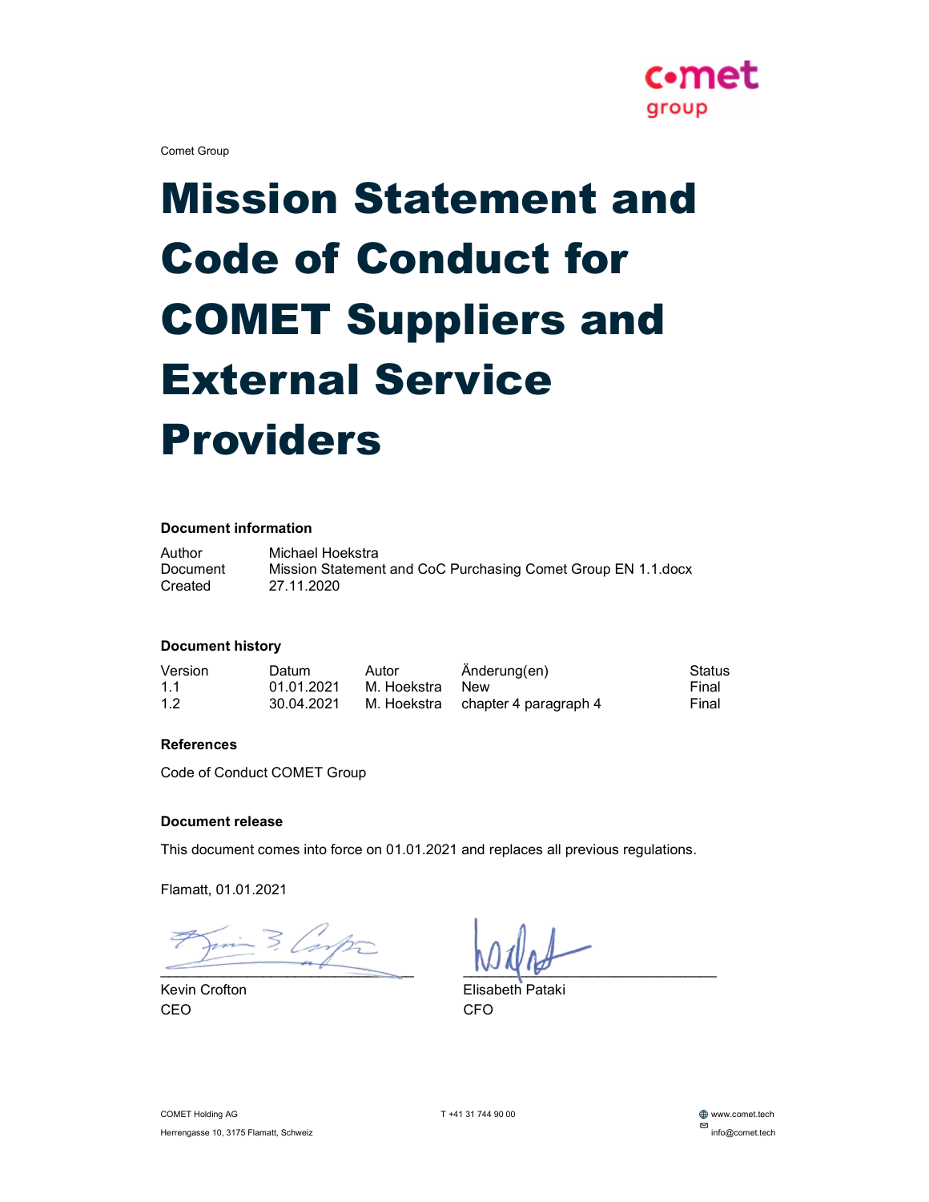Comet Group

# Mission Statement and Code of Conduct for COMET Suppliers and External Service Providers

**Document information**

| | |
|---|---|
| Author | Michael Hoekstra |
| Document | Mission Statement and CoC Purchasing Comet Group EN 1.1.docx |
| Created | 27.11.2020 |

**Document history**

| Version | Datum | Autor | Änderung(en) | Status |
|---|---|---|---|---|
| 1.1 | 01.01.2021 | M. Hoekstra | New | Final |
| 1.2 | 30.04.2021 | M. Hoekstra | chapter 4 paragraph 4 | Final |

**References**

Code of Conduct COMET Group

**Document release**

This document comes into force on 01.01.2021 and replaces all previous regulations.

Flamatt, 01.01.2021

| | |
|---|---|
| Kevin Crofton | Elisabeth Pataki |
| CEO | CFO |

COMET Holding AG
Herrengasse 10, 3175 Flamatt, Schweiz

T +41 31 744 90 00

www.comet.tech
info@comet.tech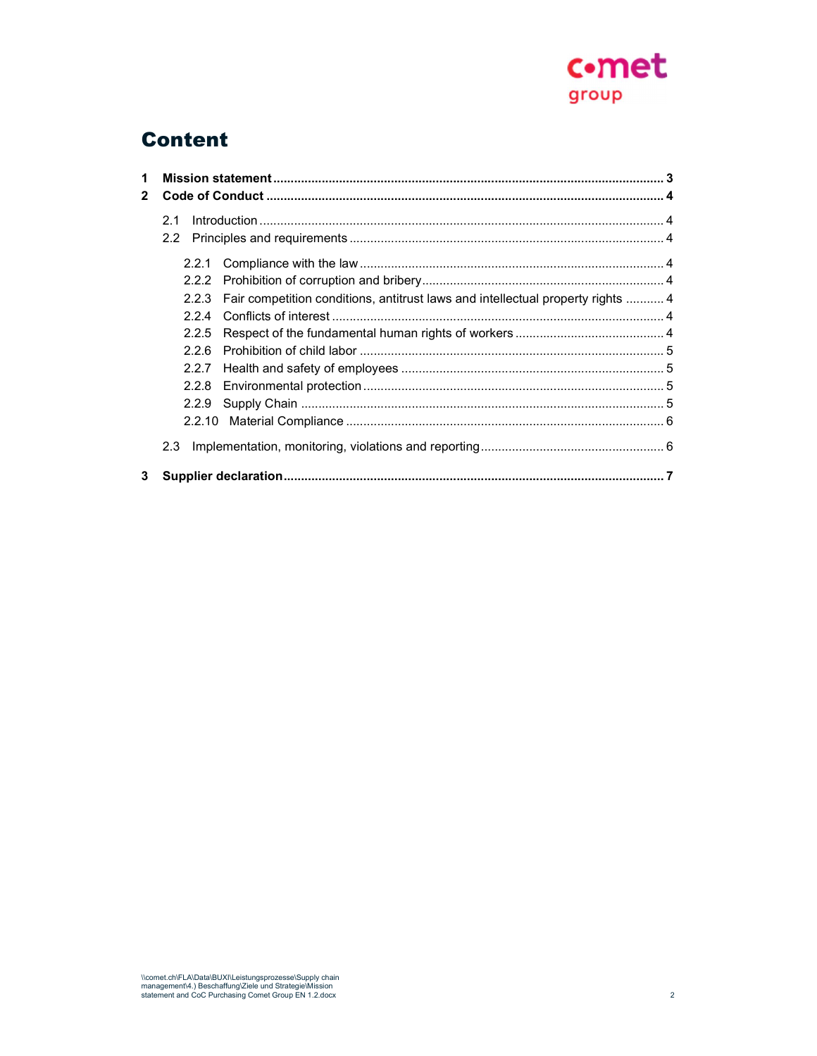# Content

- **1 Mission statement ... 3**
- **2 Code of Conduct ... 4**
  - 2.1 Introduction ... 4
  - 2.2 Principles and requirements ... 4
    - 2.2.1 Compliance with the law ... 4
    - 2.2.2 Prohibition of corruption and bribery ... 4
    - 2.2.3 Fair competition conditions, antitrust laws and intellectual property rights ... 4
    - 2.2.4 Conflicts of interest ... 4
    - 2.2.5 Respect of the fundamental human rights of workers ... 4
    - 2.2.6 Prohibition of child labor ... 5
    - 2.2.7 Health and safety of employees ... 5
    - 2.2.8 Environmental protection ... 5
    - 2.2.9 Supply Chain ... 5
    - 2.2.10 Material Compliance ... 6
  - 2.3 Implementation, monitoring, violations and reporting ... 6
- **3 Supplier declaration ... 7**

\\comet.ch\FLA\Data\BUXI\Leistungsprozesse\Supply chain management\4.) Beschaffung\Ziele und Strategie\Mission statement and CoC Purchasing Comet Group EN 1.2.docx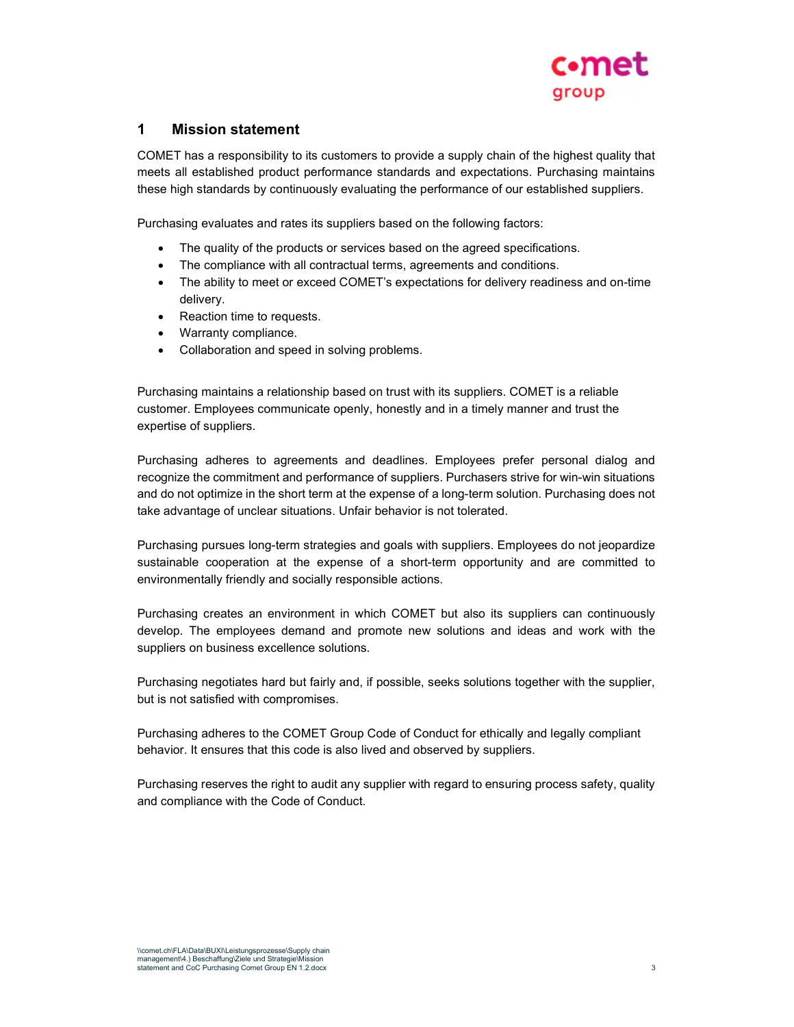# 1 Mission statement

COMET has a responsibility to its customers to provide a supply chain of the highest quality that meets all established product performance standards and expectations. Purchasing maintains these high standards by continuously evaluating the performance of our established suppliers.

Purchasing evaluates and rates its suppliers based on the following factors:

- The quality of the products or services based on the agreed specifications.
- The compliance with all contractual terms, agreements and conditions.
- The ability to meet or exceed COMET's expectations for delivery readiness and on-time delivery.
- Reaction time to requests.
- Warranty compliance.
- Collaboration and speed in solving problems.

Purchasing maintains a relationship based on trust with its suppliers. COMET is a reliable customer. Employees communicate openly, honestly and in a timely manner and trust the expertise of suppliers.

Purchasing adheres to agreements and deadlines. Employees prefer personal dialog and recognize the commitment and performance of suppliers. Purchasers strive for win-win situations and do not optimize in the short term at the expense of a long-term solution. Purchasing does not take advantage of unclear situations. Unfair behavior is not tolerated.

Purchasing pursues long-term strategies and goals with suppliers. Employees do not jeopardize sustainable cooperation at the expense of a short-term opportunity and are committed to environmentally friendly and socially responsible actions.

Purchasing creates an environment in which COMET but also its suppliers can continuously develop. The employees demand and promote new solutions and ideas and work with the suppliers on business excellence solutions.

Purchasing negotiates hard but fairly and, if possible, seeks solutions together with the supplier, but is not satisfied with compromises.

Purchasing adheres to the COMET Group Code of Conduct for ethically and legally compliant behavior. It ensures that this code is also lived and observed by suppliers.

Purchasing reserves the right to audit any supplier with regard to ensuring process safety, quality and compliance with the Code of Conduct.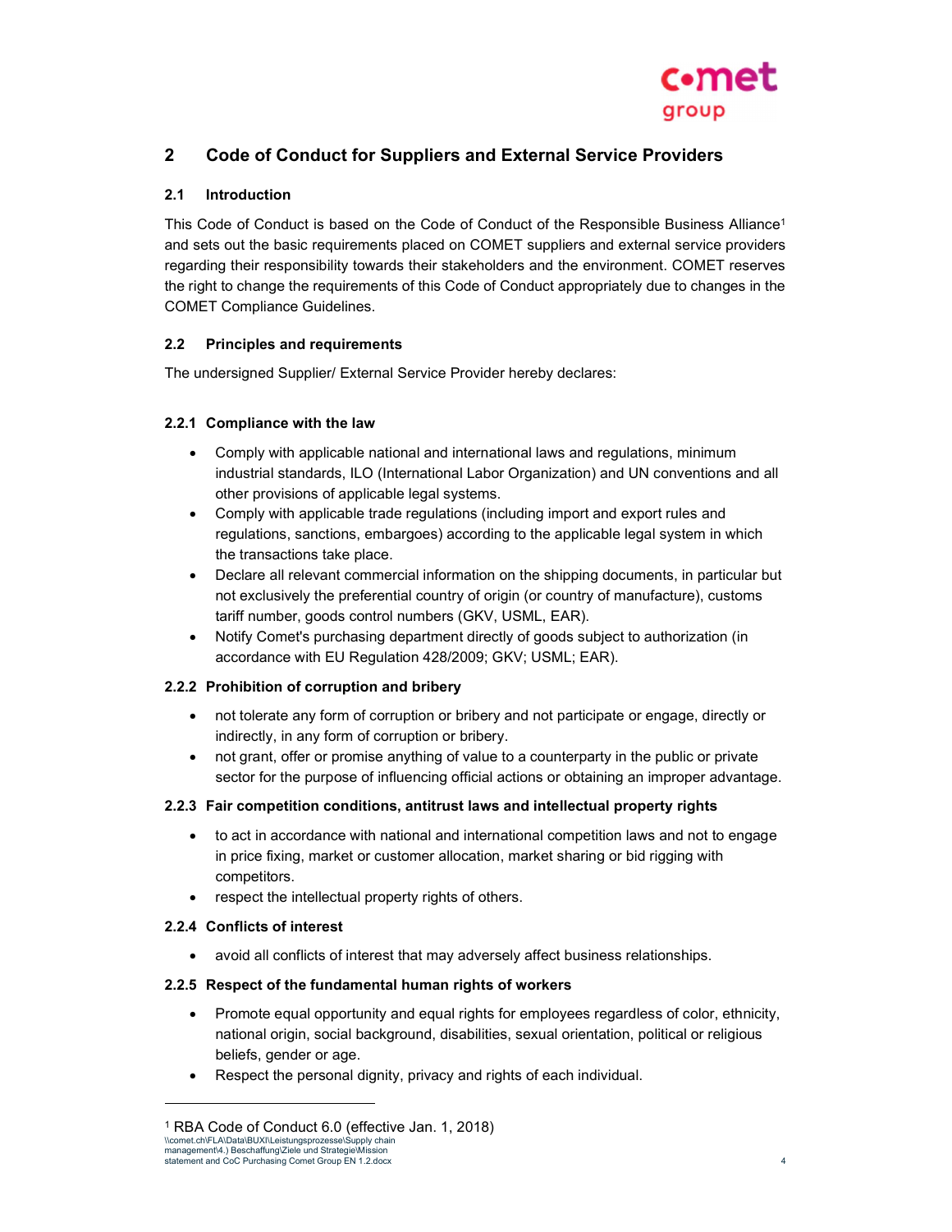## 2 Code of Conduct for Suppliers and External Service Providers

### 2.1 Introduction

This Code of Conduct is based on the Code of Conduct of the Responsible Business Alliance[1] and sets out the basic requirements placed on COMET suppliers and external service providers regarding their responsibility towards their stakeholders and the environment. COMET reserves the right to change the requirements of this Code of Conduct appropriately due to changes in the COMET Compliance Guidelines.

### 2.2 Principles and requirements

The undersigned Supplier/ External Service Provider hereby declares:

#### 2.2.1 Compliance with the law

- Comply with applicable national and international laws and regulations, minimum industrial standards, ILO (International Labor Organization) and UN conventions and all other provisions of applicable legal systems.
- Comply with applicable trade regulations (including import and export rules and regulations, sanctions, embargoes) according to the applicable legal system in which the transactions take place.
- Declare all relevant commercial information on the shipping documents, in particular but not exclusively the preferential country of origin (or country of manufacture), customs tariff number, goods control numbers (GKV, USML, EAR).
- Notify Comet's purchasing department directly of goods subject to authorization (in accordance with EU Regulation 428/2009; GKV; USML; EAR).

#### 2.2.2 Prohibition of corruption and bribery

- not tolerate any form of corruption or bribery and not participate or engage, directly or indirectly, in any form of corruption or bribery.
- not grant, offer or promise anything of value to a counterparty in the public or private sector for the purpose of influencing official actions or obtaining an improper advantage.

#### 2.2.3 Fair competition conditions, antitrust laws and intellectual property rights

- to act in accordance with national and international competition laws and not to engage in price fixing, market or customer allocation, market sharing or bid rigging with competitors.
- respect the intellectual property rights of others.

#### 2.2.4 Conflicts of interest

- avoid all conflicts of interest that may adversely affect business relationships.

#### 2.2.5 Respect of the fundamental human rights of workers

- Promote equal opportunity and equal rights for employees regardless of color, ethnicity, national origin, social background, disabilities, sexual orientation, political or religious beliefs, gender or age.
- Respect the personal dignity, privacy and rights of each individual.

---

[1] RBA Code of Conduct 6.0 (effective Jan. 1, 2018)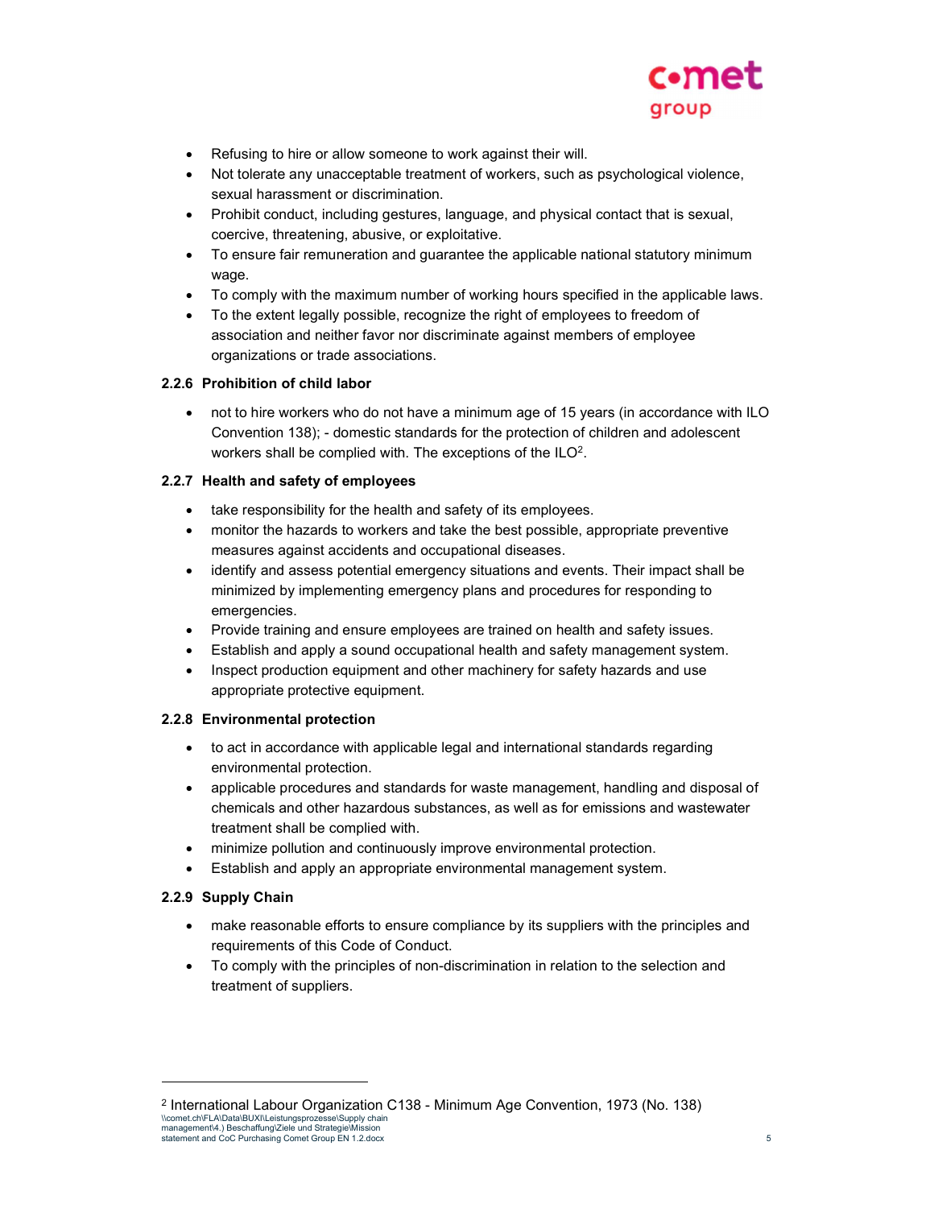- Refusing to hire or allow someone to work against their will.
- Not tolerate any unacceptable treatment of workers, such as psychological violence, sexual harassment or discrimination.
- Prohibit conduct, including gestures, language, and physical contact that is sexual, coercive, threatening, abusive, or exploitative.
- To ensure fair remuneration and guarantee the applicable national statutory minimum wage.
- To comply with the maximum number of working hours specified in the applicable laws.
- To the extent legally possible, recognize the right of employees to freedom of association and neither favor nor discriminate against members of employee organizations or trade associations.

#### 2.2.6 Prohibition of child labor

- not to hire workers who do not have a minimum age of 15 years (in accordance with ILO Convention 138); - domestic standards for the protection of children and adolescent workers shall be complied with. The exceptions of the ILO[2].

#### 2.2.7 Health and safety of employees

- take responsibility for the health and safety of its employees.
- monitor the hazards to workers and take the best possible, appropriate preventive measures against accidents and occupational diseases.
- identify and assess potential emergency situations and events. Their impact shall be minimized by implementing emergency plans and procedures for responding to emergencies.
- Provide training and ensure employees are trained on health and safety issues.
- Establish and apply a sound occupational health and safety management system.
- Inspect production equipment and other machinery for safety hazards and use appropriate protective equipment.

#### 2.2.8 Environmental protection

- to act in accordance with applicable legal and international standards regarding environmental protection.
- applicable procedures and standards for waste management, handling and disposal of chemicals and other hazardous substances, as well as for emissions and wastewater treatment shall be complied with.
- minimize pollution and continuously improve environmental protection.
- Establish and apply an appropriate environmental management system.

#### 2.2.9 Supply Chain

- make reasonable efforts to ensure compliance by its suppliers with the principles and requirements of this Code of Conduct.
- To comply with the principles of non-discrimination in relation to the selection and treatment of suppliers.

---

[2] International Labour Organization C138 - Minimum Age Convention, 1973 (No. 138)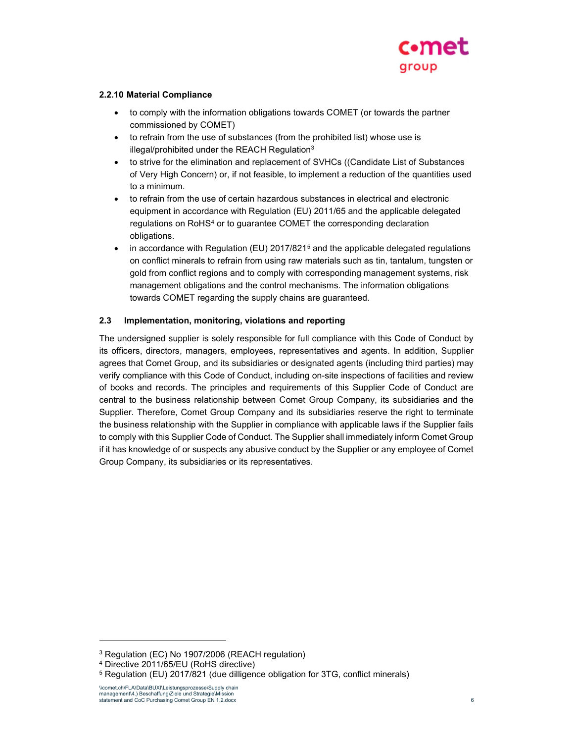#### 2.2.10 Material Compliance

- to comply with the information obligations towards COMET (or towards the partner commissioned by COMET)
- to refrain from the use of substances (from the prohibited list) whose use is illegal/prohibited under the REACH Regulation[3]
- to strive for the elimination and replacement of SVHCs ((Candidate List of Substances of Very High Concern) or, if not feasible, to implement a reduction of the quantities used to a minimum.
- to refrain from the use of certain hazardous substances in electrical and electronic equipment in accordance with Regulation (EU) 2011/65 and the applicable delegated regulations on RoHS[4] or to guarantee COMET the corresponding declaration obligations.
- in accordance with Regulation (EU) 2017/821[5] and the applicable delegated regulations on conflict minerals to refrain from using raw materials such as tin, tantalum, tungsten or gold from conflict regions and to comply with corresponding management systems, risk management obligations and the control mechanisms. The information obligations towards COMET regarding the supply chains are guaranteed.

### 2.3 Implementation, monitoring, violations and reporting

The undersigned supplier is solely responsible for full compliance with this Code of Conduct by its officers, directors, managers, employees, representatives and agents. In addition, Supplier agrees that Comet Group, and its subsidiaries or designated agents (including third parties) may verify compliance with this Code of Conduct, including on-site inspections of facilities and review of books and records. The principles and requirements of this Supplier Code of Conduct are central to the business relationship between Comet Group Company, its subsidiaries and the Supplier. Therefore, Comet Group Company and its subsidiaries reserve the right to terminate the business relationship with the Supplier in compliance with applicable laws if the Supplier fails to comply with this Supplier Code of Conduct. The Supplier shall immediately inform Comet Group if it has knowledge of or suspects any abusive conduct by the Supplier or any employee of Comet Group Company, its subsidiaries or its representatives.

---

[3] Regulation (EC) No 1907/2006 (REACH regulation)

[4] Directive 2011/65/EU (RoHS directive)

[5] Regulation (EU) 2017/821 (due dilligence obligation for 3TG, conflict minerals)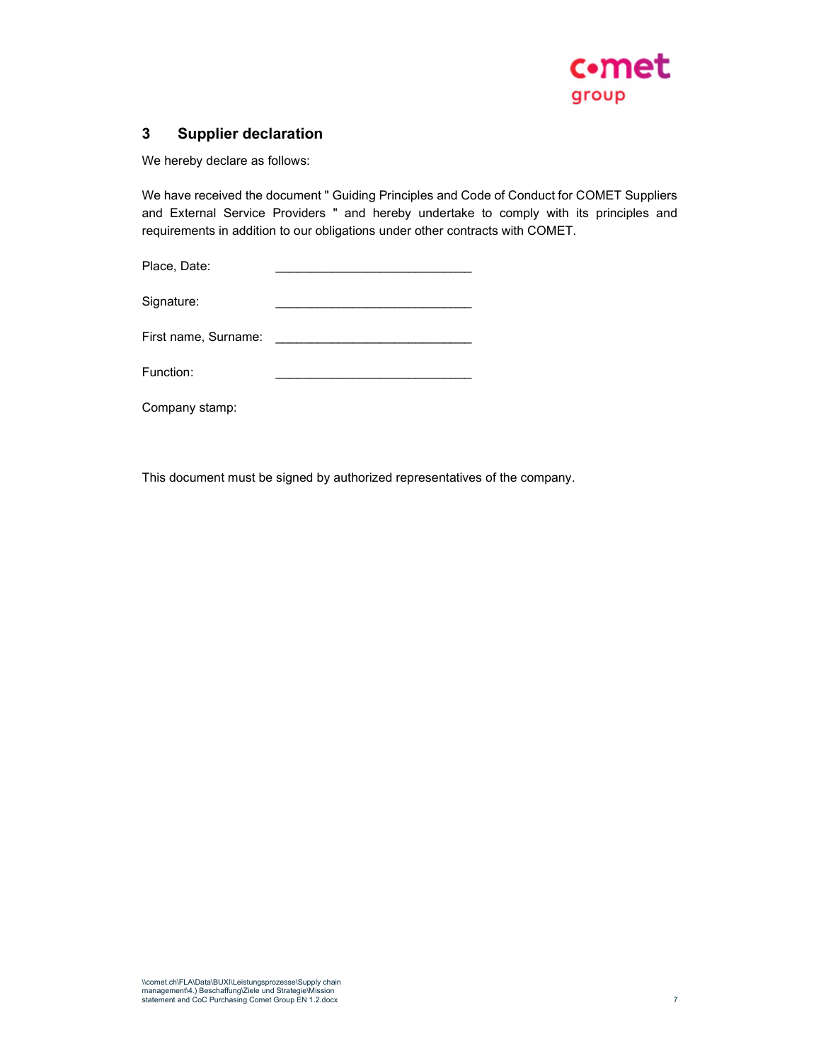## 3 Supplier declaration

We hereby declare as follows:

We have received the document " Guiding Principles and Code of Conduct for COMET Suppliers and External Service Providers " and hereby undertake to comply with its principles and requirements in addition to our obligations under other contracts with COMET.

Place, Date: ____________________________

Signature: ____________________________

First name, Surname: ____________________________

Function: ____________________________

Company stamp:

This document must be signed by authorized representatives of the company.